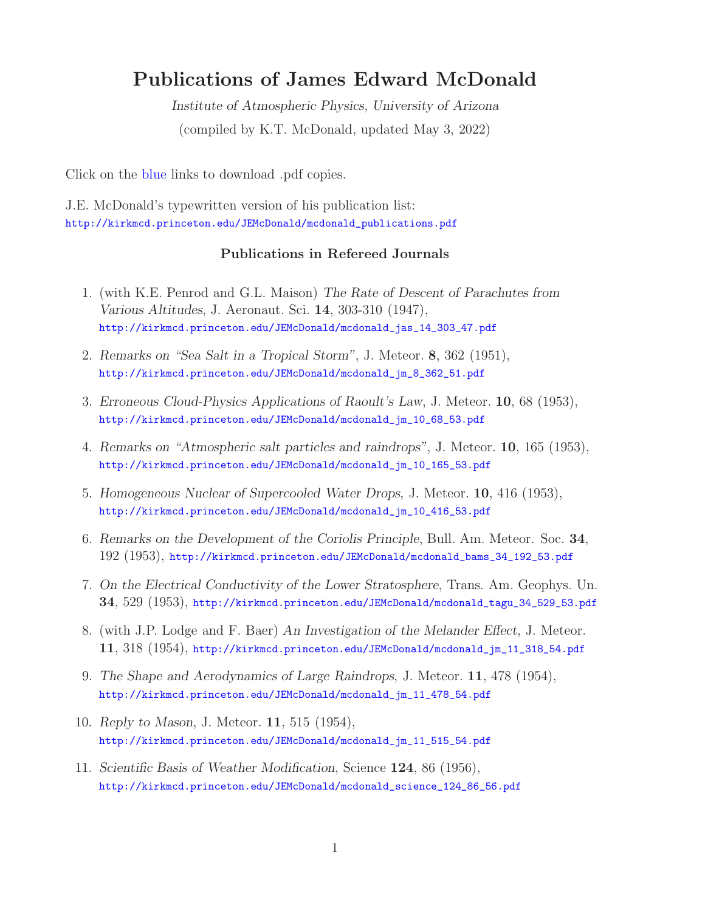# Publications of James Edward McDonald

*Institute of Atmospheric Physics, University of Arizona*

(compiled by K.T. McDonald, updated May 3, 2022)

Click on the blue links to download .pdf copies.

J.E. McDonald's typewritten version of his publication list:
http://kirkmcd.princeton.edu/JEMcDonald/mcdonald_publications.pdf

### Publications in Refereed Journals

1. (with K.E. Penrod and G.L. Maison) *The Rate of Descent of Parachutes from Various Altitudes*, J. Aeronaut. Sci. **14**, 303-310 (1947), http://kirkmcd.princeton.edu/JEMcDonald/mcdonald_jas_14_303_47.pdf

2. *Remarks on "Sea Salt in a Tropical Storm"*, J. Meteor. **8**, 362 (1951), http://kirkmcd.princeton.edu/JEMcDonald/mcdonald_jm_8_362_51.pdf

3. *Erroneous Cloud-Physics Applications of Raoult's Law*, J. Meteor. **10**, 68 (1953), http://kirkmcd.princeton.edu/JEMcDonald/mcdonald_jm_10_68_53.pdf

4. *Remarks on "Atmospheric salt particles and raindrops"*, J. Meteor. **10**, 165 (1953), http://kirkmcd.princeton.edu/JEMcDonald/mcdonald_jm_10_165_53.pdf

5. *Homogeneous Nuclear of Supercooled Water Drops*, J. Meteor. **10**, 416 (1953), http://kirkmcd.princeton.edu/JEMcDonald/mcdonald_jm_10_416_53.pdf

6. *Remarks on the Development of the Coriolis Principle*, Bull. Am. Meteor. Soc. **34**, 192 (1953), http://kirkmcd.princeton.edu/JEMcDonald/mcdonald_bams_34_192_53.pdf

7. *On the Electrical Conductivity of the Lower Stratosphere*, Trans. Am. Geophys. Un. **34**, 529 (1953), http://kirkmcd.princeton.edu/JEMcDonald/mcdonald_tagu_34_529_53.pdf

8. (with J.P. Lodge and F. Baer) *An Investigation of the Melander Effect*, J. Meteor. **11**, 318 (1954), http://kirkmcd.princeton.edu/JEMcDonald/mcdonald_jm_11_318_54.pdf

9. *The Shape and Aerodynamics of Large Raindrops*, J. Meteor. **11**, 478 (1954), http://kirkmcd.princeton.edu/JEMcDonald/mcdonald_jm_11_478_54.pdf

10. *Reply to Mason*, J. Meteor. **11**, 515 (1954), http://kirkmcd.princeton.edu/JEMcDonald/mcdonald_jm_11_515_54.pdf

11. *Scientific Basis of Weather Modification*, Science **124**, 86 (1956), http://kirkmcd.princeton.edu/JEMcDonald/mcdonald_science_124_86_56.pdf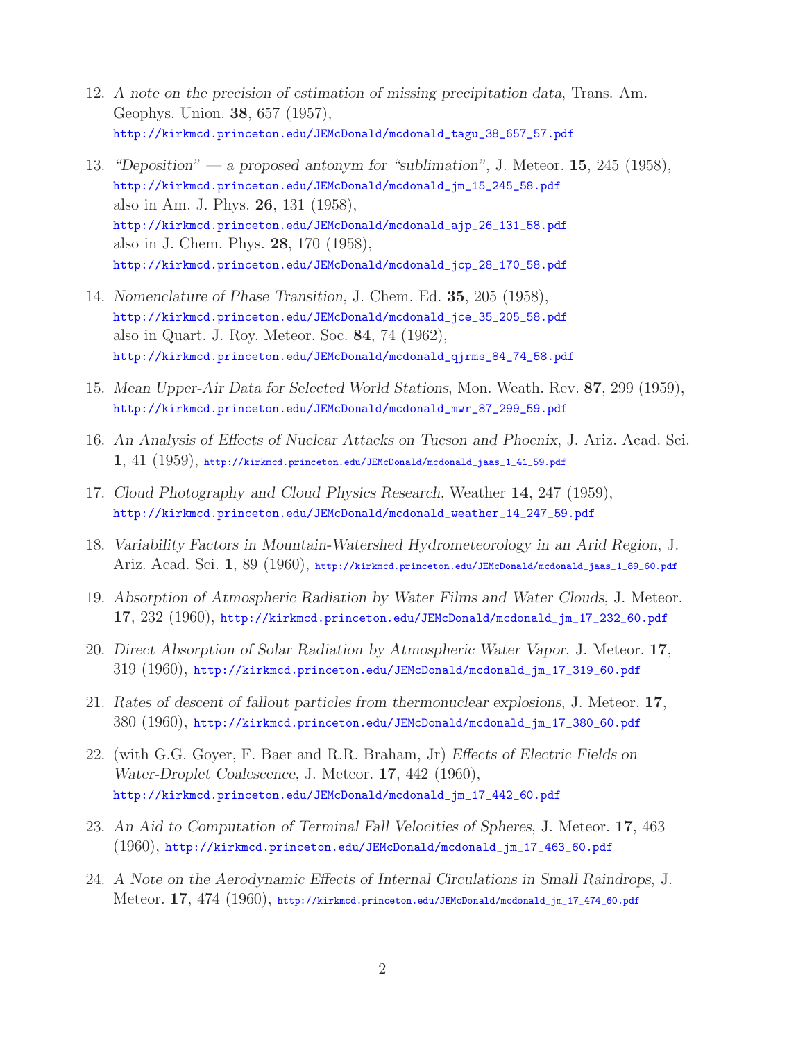12. *A note on the precision of estimation of missing precipitation data*, Trans. Am. Geophys. Union. **38**, 657 (1957),
    http://kirkmcd.princeton.edu/JEMcDonald/mcdonald_tagu_38_657_57.pdf

13. *"Deposition" — a proposed antonym for "sublimation"*, J. Meteor. **15**, 245 (1958),
    http://kirkmcd.princeton.edu/JEMcDonald/mcdonald_jm_15_245_58.pdf
    also in Am. J. Phys. **26**, 131 (1958),
    http://kirkmcd.princeton.edu/JEMcDonald/mcdonald_ajp_26_131_58.pdf
    also in J. Chem. Phys. **28**, 170 (1958),
    http://kirkmcd.princeton.edu/JEMcDonald/mcdonald_jcp_28_170_58.pdf

14. *Nomenclature of Phase Transition*, J. Chem. Ed. **35**, 205 (1958),
    http://kirkmcd.princeton.edu/JEMcDonald/mcdonald_jce_35_205_58.pdf
    also in Quart. J. Roy. Meteor. Soc. **84**, 74 (1962),
    http://kirkmcd.princeton.edu/JEMcDonald/mcdonald_qjrms_84_74_58.pdf

15. *Mean Upper-Air Data for Selected World Stations*, Mon. Weath. Rev. **87**, 299 (1959),
    http://kirkmcd.princeton.edu/JEMcDonald/mcdonald_mwr_87_299_59.pdf

16. *An Analysis of Effects of Nuclear Attacks on Tucson and Phoenix*, J. Ariz. Acad. Sci. **1**, 41 (1959), http://kirkmcd.princeton.edu/JEMcDonald/mcdonald_jaas_1_41_59.pdf

17. *Cloud Photography and Cloud Physics Research*, Weather **14**, 247 (1959),
    http://kirkmcd.princeton.edu/JEMcDonald/mcdonald_weather_14_247_59.pdf

18. *Variability Factors in Mountain-Watershed Hydrometeorology in an Arid Region*, J. Ariz. Acad. Sci. **1**, 89 (1960), http://kirkmcd.princeton.edu/JEMcDonald/mcdonald_jaas_1_89_60.pdf

19. *Absorption of Atmospheric Radiation by Water Films and Water Clouds*, J. Meteor. **17**, 232 (1960), http://kirkmcd.princeton.edu/JEMcDonald/mcdonald_jm_17_232_60.pdf

20. *Direct Absorption of Solar Radiation by Atmospheric Water Vapor*, J. Meteor. **17**, 319 (1960), http://kirkmcd.princeton.edu/JEMcDonald/mcdonald_jm_17_319_60.pdf

21. *Rates of descent of fallout particles from thermonuclear explosions*, J. Meteor. **17**, 380 (1960), http://kirkmcd.princeton.edu/JEMcDonald/mcdonald_jm_17_380_60.pdf

22. (with G.G. Goyer, F. Baer and R.R. Braham, Jr) *Effects of Electric Fields on Water-Droplet Coalescence*, J. Meteor. **17**, 442 (1960),
    http://kirkmcd.princeton.edu/JEMcDonald/mcdonald_jm_17_442_60.pdf

23. *An Aid to Computation of Terminal Fall Velocities of Spheres*, J. Meteor. **17**, 463 (1960), http://kirkmcd.princeton.edu/JEMcDonald/mcdonald_jm_17_463_60.pdf

24. *A Note on the Aerodynamic Effects of Internal Circulations in Small Raindrops*, J. Meteor. **17**, 474 (1960), http://kirkmcd.princeton.edu/JEMcDonald/mcdonald_jm_17_474_60.pdf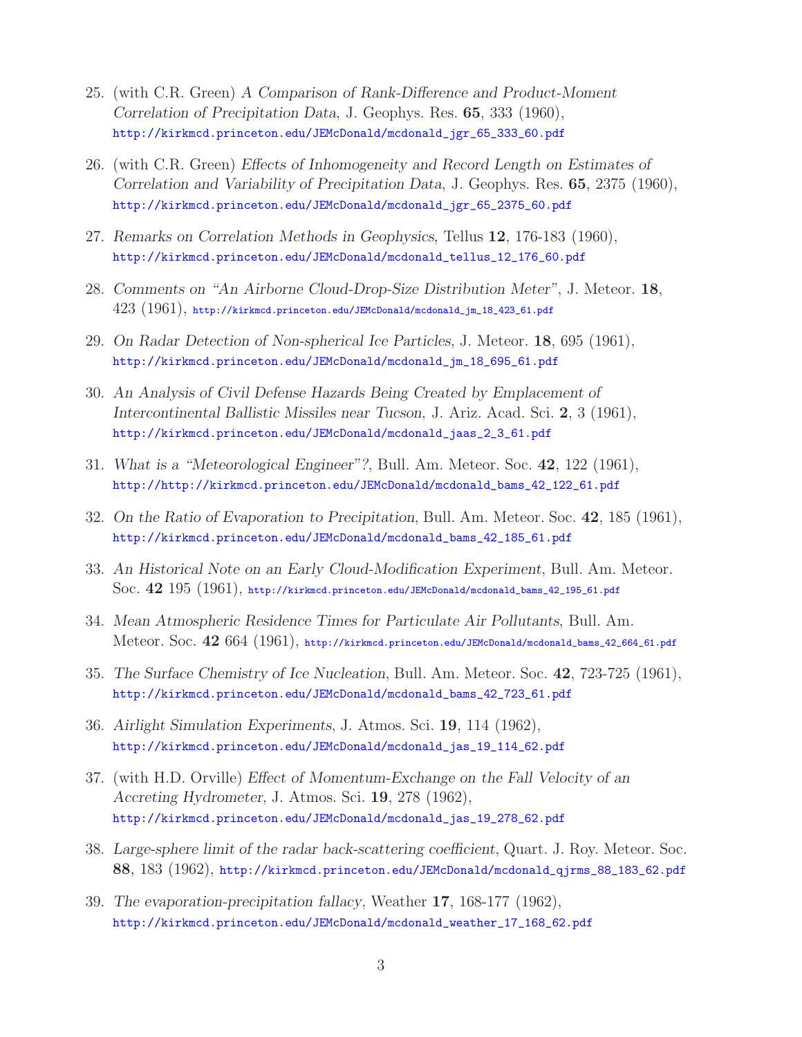25. (with C.R. Green) *A Comparison of Rank-Difference and Product-Moment Correlation of Precipitation Data*, J. Geophys. Res. **65**, 333 (1960),
http://kirkmcd.princeton.edu/JEMcDonald/mcdonald_jgr_65_333_60.pdf

26. (with C.R. Green) *Effects of Inhomogeneity and Record Length on Estimates of Correlation and Variability of Precipitation Data*, J. Geophys. Res. **65**, 2375 (1960),
http://kirkmcd.princeton.edu/JEMcDonald/mcdonald_jgr_65_2375_60.pdf

27. *Remarks on Correlation Methods in Geophysics*, Tellus **12**, 176-183 (1960),
http://kirkmcd.princeton.edu/JEMcDonald/mcdonald_tellus_12_176_60.pdf

28. *Comments on "An Airborne Cloud-Drop-Size Distribution Meter"*, J. Meteor. **18**, 423 (1961), http://kirkmcd.princeton.edu/JEMcDonald/mcdonald_jm_18_423_61.pdf

29. *On Radar Detection of Non-spherical Ice Particles*, J. Meteor. **18**, 695 (1961),
http://kirkmcd.princeton.edu/JEMcDonald/mcdonald_jm_18_695_61.pdf

30. *An Analysis of Civil Defense Hazards Being Created by Emplacement of Intercontinental Ballistic Missiles near Tucson*, J. Ariz. Acad. Sci. **2**, 3 (1961),
http://kirkmcd.princeton.edu/JEMcDonald/mcdonald_jaas_2_3_61.pdf

31. *What is a "Meteorological Engineer"?*, Bull. Am. Meteor. Soc. **42**, 122 (1961),
http://http://kirkmcd.princeton.edu/JEMcDonald/mcdonald_bams_42_122_61.pdf

32. *On the Ratio of Evaporation to Precipitation*, Bull. Am. Meteor. Soc. **42**, 185 (1961),
http://kirkmcd.princeton.edu/JEMcDonald/mcdonald_bams_42_185_61.pdf

33. *An Historical Note on an Early Cloud-Modification Experiment*, Bull. Am. Meteor. Soc. **42** 195 (1961), http://kirkmcd.princeton.edu/JEMcDonald/mcdonald_bams_42_195_61.pdf

34. *Mean Atmospheric Residence Times for Particulate Air Pollutants*, Bull. Am. Meteor. Soc. **42** 664 (1961), http://kirkmcd.princeton.edu/JEMcDonald/mcdonald_bams_42_664_61.pdf

35. *The Surface Chemistry of Ice Nucleation*, Bull. Am. Meteor. Soc. **42**, 723-725 (1961),
http://kirkmcd.princeton.edu/JEMcDonald/mcdonald_bams_42_723_61.pdf

36. *Airlight Simulation Experiments*, J. Atmos. Sci. **19**, 114 (1962),
http://kirkmcd.princeton.edu/JEMcDonald/mcdonald_jas_19_114_62.pdf

37. (with H.D. Orville) *Effect of Momentum-Exchange on the Fall Velocity of an Accreting Hydrometer*, J. Atmos. Sci. **19**, 278 (1962),
http://kirkmcd.princeton.edu/JEMcDonald/mcdonald_jas_19_278_62.pdf

38. *Large-sphere limit of the radar back-scattering coefficient*, Quart. J. Roy. Meteor. Soc. **88**, 183 (1962), http://kirkmcd.princeton.edu/JEMcDonald/mcdonald_qjrms_88_183_62.pdf

39. *The evaporation-precipitation fallacy*, Weather **17**, 168-177 (1962),
http://kirkmcd.princeton.edu/JEMcDonald/mcdonald_weather_17_168_62.pdf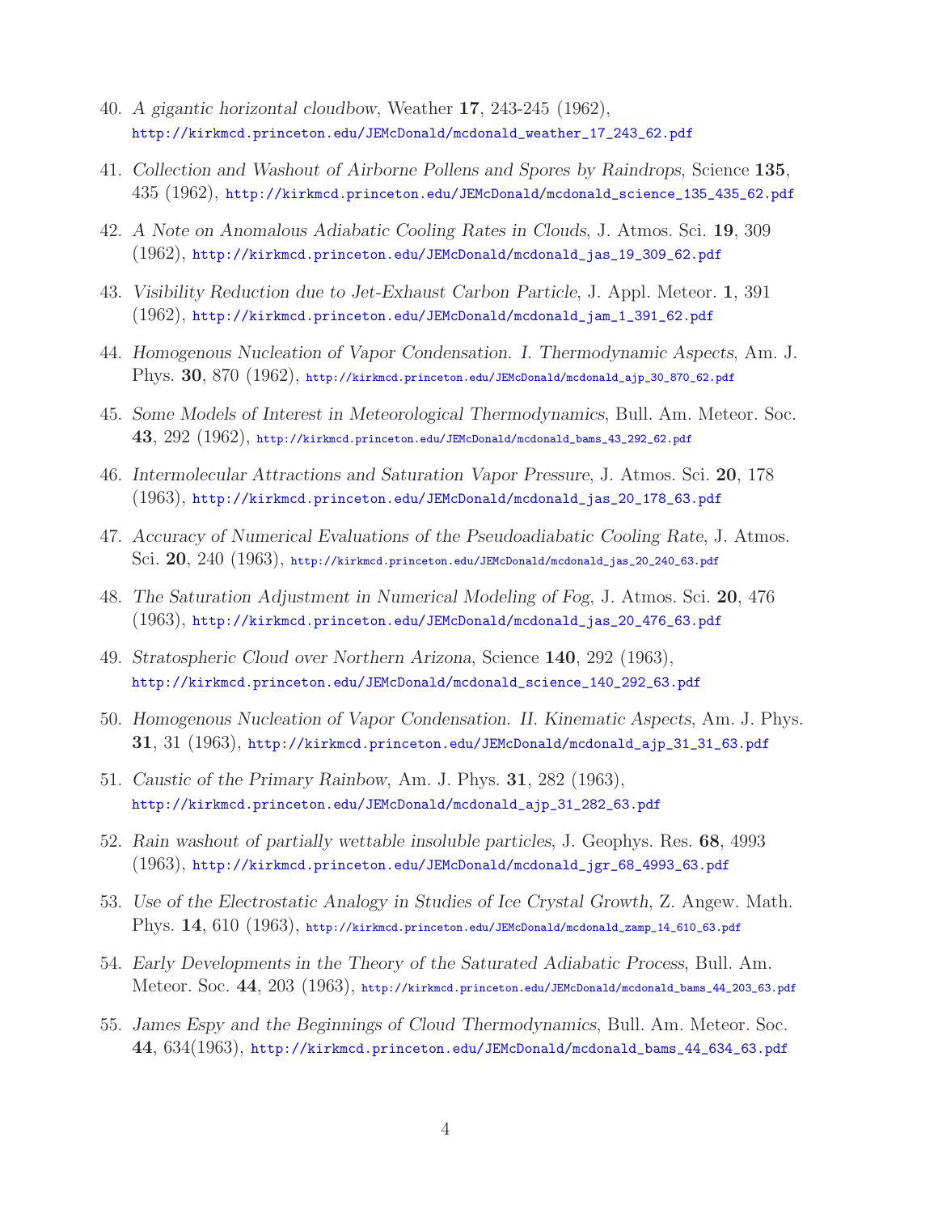40. *A gigantic horizontal cloudbow*, Weather **17**, 243-245 (1962), http://kirkmcd.princeton.edu/JEMcDonald/mcdonald_weather_17_243_62.pdf

41. *Collection and Washout of Airborne Pollens and Spores by Raindrops*, Science **135**, 435 (1962), http://kirkmcd.princeton.edu/JEMcDonald/mcdonald_science_135_435_62.pdf

42. *A Note on Anomalous Adiabatic Cooling Rates in Clouds*, J. Atmos. Sci. **19**, 309 (1962), http://kirkmcd.princeton.edu/JEMcDonald/mcdonald_jas_19_309_62.pdf

43. *Visibility Reduction due to Jet-Exhaust Carbon Particle*, J. Appl. Meteor. **1**, 391 (1962), http://kirkmcd.princeton.edu/JEMcDonald/mcdonald_jam_1_391_62.pdf

44. *Homogenous Nucleation of Vapor Condensation. I. Thermodynamic Aspects*, Am. J. Phys. **30**, 870 (1962), http://kirkmcd.princeton.edu/JEMcDonald/mcdonald_ajp_30_870_62.pdf

45. *Some Models of Interest in Meteorological Thermodynamics*, Bull. Am. Meteor. Soc. **43**, 292 (1962), http://kirkmcd.princeton.edu/JEMcDonald/mcdonald_bams_43_292_62.pdf

46. *Intermolecular Attractions and Saturation Vapor Pressure*, J. Atmos. Sci. **20**, 178 (1963), http://kirkmcd.princeton.edu/JEMcDonald/mcdonald_jas_20_178_63.pdf

47. *Accuracy of Numerical Evaluations of the Pseudoadiabatic Cooling Rate*, J. Atmos. Sci. **20**, 240 (1963), http://kirkmcd.princeton.edu/JEMcDonald/mcdonald_jas_20_240_63.pdf

48. *The Saturation Adjustment in Numerical Modeling of Fog*, J. Atmos. Sci. **20**, 476 (1963), http://kirkmcd.princeton.edu/JEMcDonald/mcdonald_jas_20_476_63.pdf

49. *Stratospheric Cloud over Northern Arizona*, Science **140**, 292 (1963), http://kirkmcd.princeton.edu/JEMcDonald/mcdonald_science_140_292_63.pdf

50. *Homogenous Nucleation of Vapor Condensation. II. Kinematic Aspects*, Am. J. Phys. **31**, 31 (1963), http://kirkmcd.princeton.edu/JEMcDonald/mcdonald_ajp_31_31_63.pdf

51. *Caustic of the Primary Rainbow*, Am. J. Phys. **31**, 282 (1963), http://kirkmcd.princeton.edu/JEMcDonald/mcdonald_ajp_31_282_63.pdf

52. *Rain washout of partially wettable insoluble particles*, J. Geophys. Res. **68**, 4993 (1963), http://kirkmcd.princeton.edu/JEMcDonald/mcdonald_jgr_68_4993_63.pdf

53. *Use of the Electrostatic Analogy in Studies of Ice Crystal Growth*, Z. Angew. Math. Phys. **14**, 610 (1963), http://kirkmcd.princeton.edu/JEMcDonald/mcdonald_zamp_14_610_63.pdf

54. *Early Developments in the Theory of the Saturated Adiabatic Process*, Bull. Am. Meteor. Soc. **44**, 203 (1963), http://kirkmcd.princeton.edu/JEMcDonald/mcdonald_bams_44_203_63.pdf

55. *James Espy and the Beginnings of Cloud Thermodynamics*, Bull. Am. Meteor. Soc. **44**, 634(1963), http://kirkmcd.princeton.edu/JEMcDonald/mcdonald_bams_44_634_63.pdf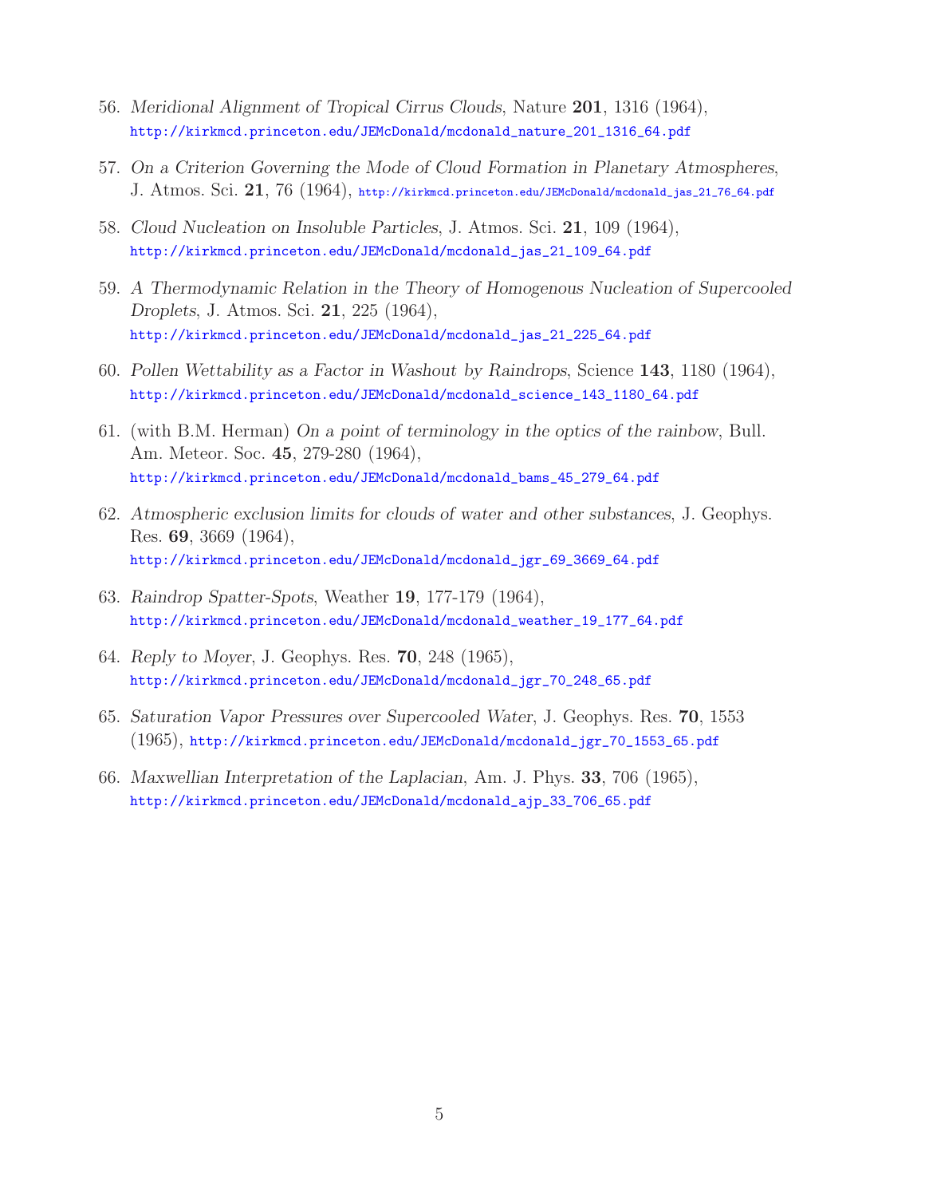56. *Meridional Alignment of Tropical Cirrus Clouds*, Nature **201**, 1316 (1964), http://kirkmcd.princeton.edu/JEMcDonald/mcdonald_nature_201_1316_64.pdf

57. *On a Criterion Governing the Mode of Cloud Formation in Planetary Atmospheres*, J. Atmos. Sci. **21**, 76 (1964), http://kirkmcd.princeton.edu/JEMcDonald/mcdonald_jas_21_76_64.pdf

58. *Cloud Nucleation on Insoluble Particles*, J. Atmos. Sci. **21**, 109 (1964), http://kirkmcd.princeton.edu/JEMcDonald/mcdonald_jas_21_109_64.pdf

59. *A Thermodynamic Relation in the Theory of Homogenous Nucleation of Supercooled Droplets*, J. Atmos. Sci. **21**, 225 (1964), http://kirkmcd.princeton.edu/JEMcDonald/mcdonald_jas_21_225_64.pdf

60. *Pollen Wettability as a Factor in Washout by Raindrops*, Science **143**, 1180 (1964), http://kirkmcd.princeton.edu/JEMcDonald/mcdonald_science_143_1180_64.pdf

61. (with B.M. Herman) *On a point of terminology in the optics of the rainbow*, Bull. Am. Meteor. Soc. **45**, 279-280 (1964), http://kirkmcd.princeton.edu/JEMcDonald/mcdonald_bams_45_279_64.pdf

62. *Atmospheric exclusion limits for clouds of water and other substances*, J. Geophys. Res. **69**, 3669 (1964), http://kirkmcd.princeton.edu/JEMcDonald/mcdonald_jgr_69_3669_64.pdf

63. *Raindrop Spatter-Spots*, Weather **19**, 177-179 (1964), http://kirkmcd.princeton.edu/JEMcDonald/mcdonald_weather_19_177_64.pdf

64. *Reply to Moyer*, J. Geophys. Res. **70**, 248 (1965), http://kirkmcd.princeton.edu/JEMcDonald/mcdonald_jgr_70_248_65.pdf

65. *Saturation Vapor Pressures over Supercooled Water*, J. Geophys. Res. **70**, 1553 (1965), http://kirkmcd.princeton.edu/JEMcDonald/mcdonald_jgr_70_1553_65.pdf

66. *Maxwellian Interpretation of the Laplacian*, Am. J. Phys. **33**, 706 (1965), http://kirkmcd.princeton.edu/JEMcDonald/mcdonald_ajp_33_706_65.pdf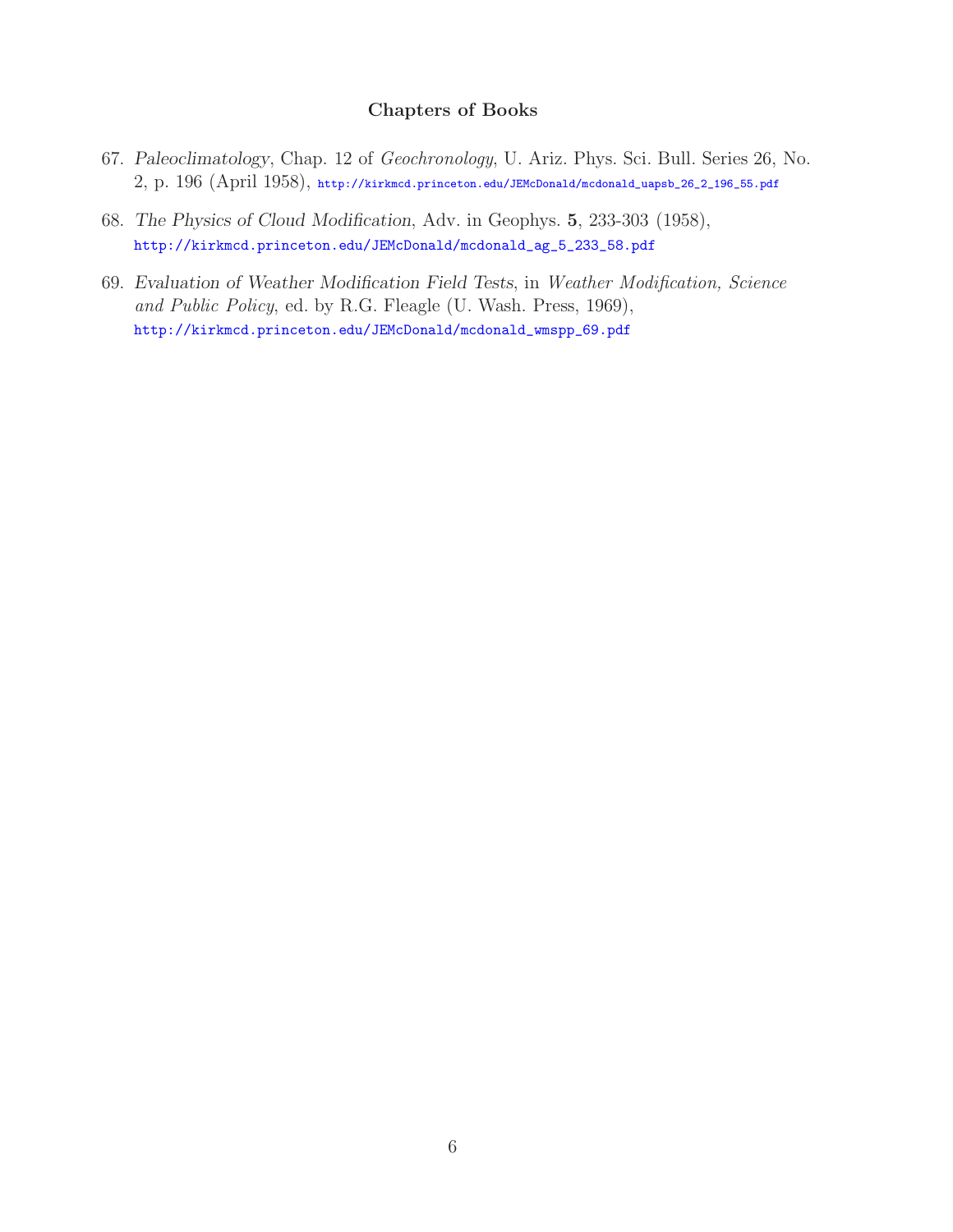## Chapters of Books

67. *Paleoclimatology*, Chap. 12 of *Geochronology*, U. Ariz. Phys. Sci. Bull. Series 26, No. 2, p. 196 (April 1958), http://kirkmcd.princeton.edu/JEMcDonald/mcdonald_uapsb_26_2_196_55.pdf

68. *The Physics of Cloud Modification*, Adv. in Geophys. **5**, 233-303 (1958), http://kirkmcd.princeton.edu/JEMcDonald/mcdonald_ag_5_233_58.pdf

69. *Evaluation of Weather Modification Field Tests*, in *Weather Modification, Science and Public Policy*, ed. by R.G. Fleagle (U. Wash. Press, 1969), http://kirkmcd.princeton.edu/JEMcDonald/mcdonald_wmspp_69.pdf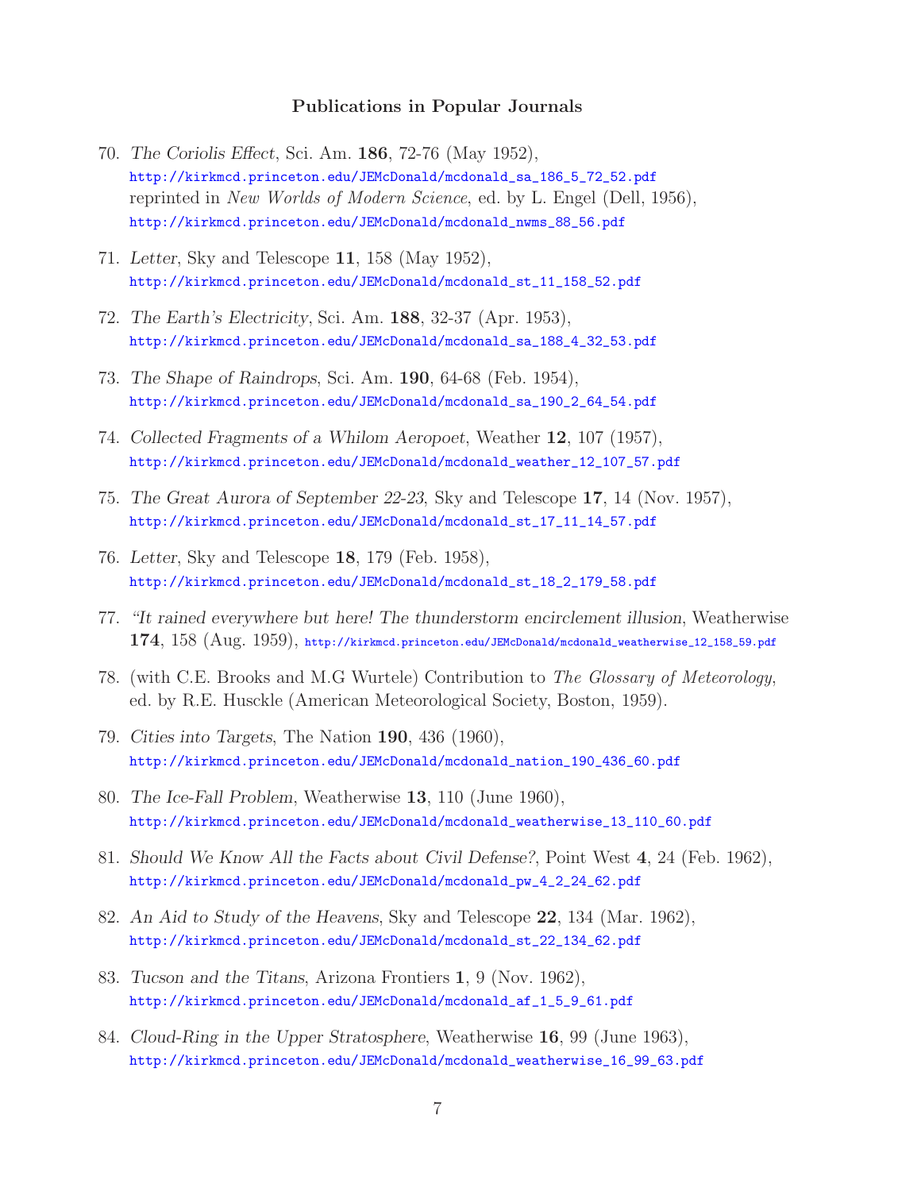## Publications in Popular Journals

70. *The Coriolis Effect*, Sci. Am. **186**, 72-76 (May 1952),
http://kirkmcd.princeton.edu/JEMcDonald/mcdonald_sa_186_5_72_52.pdf
reprinted in *New Worlds of Modern Science*, ed. by L. Engel (Dell, 1956),
http://kirkmcd.princeton.edu/JEMcDonald/mcdonald_nwms_88_56.pdf

71. *Letter*, Sky and Telescope **11**, 158 (May 1952),
http://kirkmcd.princeton.edu/JEMcDonald/mcdonald_st_11_158_52.pdf

72. *The Earth's Electricity*, Sci. Am. **188**, 32-37 (Apr. 1953),
http://kirkmcd.princeton.edu/JEMcDonald/mcdonald_sa_188_4_32_53.pdf

73. *The Shape of Raindrops*, Sci. Am. **190**, 64-68 (Feb. 1954),
http://kirkmcd.princeton.edu/JEMcDonald/mcdonald_sa_190_2_64_54.pdf

74. *Collected Fragments of a Whilom Aeropoet*, Weather **12**, 107 (1957),
http://kirkmcd.princeton.edu/JEMcDonald/mcdonald_weather_12_107_57.pdf

75. *The Great Aurora of September 22-23*, Sky and Telescope **17**, 14 (Nov. 1957),
http://kirkmcd.princeton.edu/JEMcDonald/mcdonald_st_17_11_14_57.pdf

76. *Letter*, Sky and Telescope **18**, 179 (Feb. 1958),
http://kirkmcd.princeton.edu/JEMcDonald/mcdonald_st_18_2_179_58.pdf

77. *"It rained everywhere but here! The thunderstorm encirclement illusion*, Weatherwise **174**, 158 (Aug. 1959), http://kirkmcd.princeton.edu/JEMcDonald/mcdonald_weatherwise_12_158_59.pdf

78. (with C.E. Brooks and M.G Wurtele) Contribution to *The Glossary of Meteorology*, ed. by R.E. Husckle (American Meteorological Society, Boston, 1959).

79. *Cities into Targets*, The Nation **190**, 436 (1960),
http://kirkmcd.princeton.edu/JEMcDonald/mcdonald_nation_190_436_60.pdf

80. *The Ice-Fall Problem*, Weatherwise **13**, 110 (June 1960),
http://kirkmcd.princeton.edu/JEMcDonald/mcdonald_weatherwise_13_110_60.pdf

81. *Should We Know All the Facts about Civil Defense?*, Point West **4**, 24 (Feb. 1962),
http://kirkmcd.princeton.edu/JEMcDonald/mcdonald_pw_4_2_24_62.pdf

82. *An Aid to Study of the Heavens*, Sky and Telescope **22**, 134 (Mar. 1962),
http://kirkmcd.princeton.edu/JEMcDonald/mcdonald_st_22_134_62.pdf

83. *Tucson and the Titans*, Arizona Frontiers **1**, 9 (Nov. 1962),
http://kirkmcd.princeton.edu/JEMcDonald/mcdonald_af_1_5_9_61.pdf

84. *Cloud-Ring in the Upper Stratosphere*, Weatherwise **16**, 99 (June 1963),
http://kirkmcd.princeton.edu/JEMcDonald/mcdonald_weatherwise_16_99_63.pdf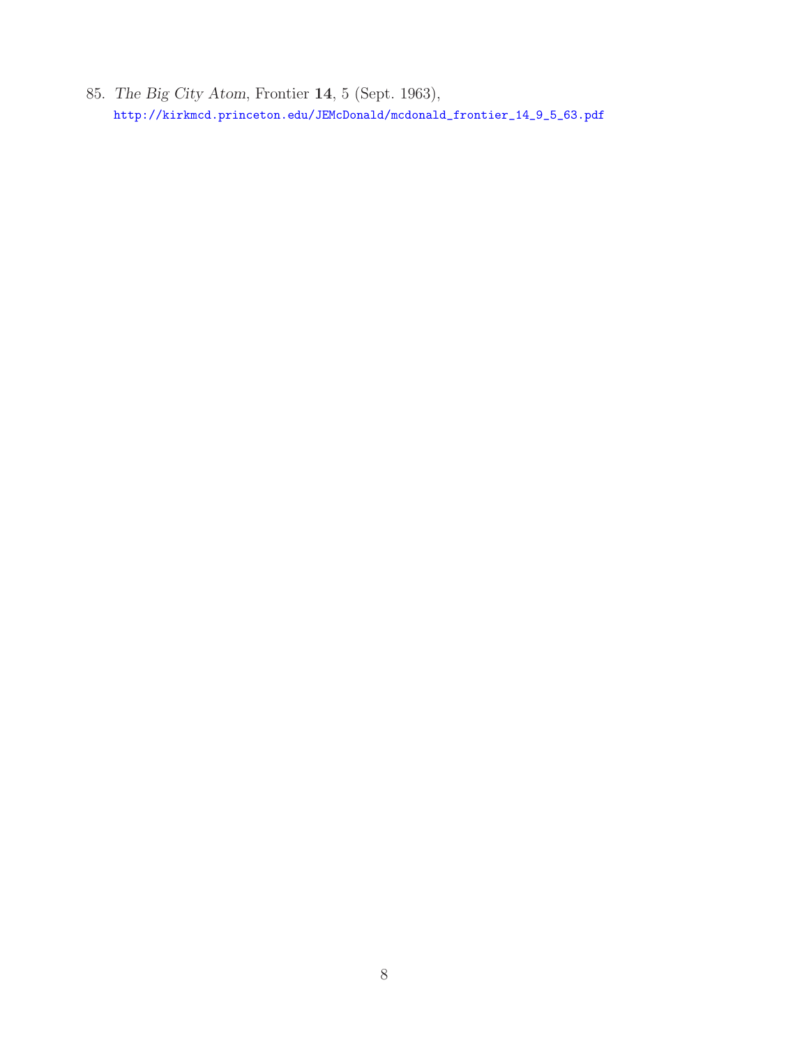85. *The Big City Atom*, Frontier **14**, 5 (Sept. 1963),
http://kirkmcd.princeton.edu/JEMcDonald/mcdonald_frontier_14_9_5_63.pdf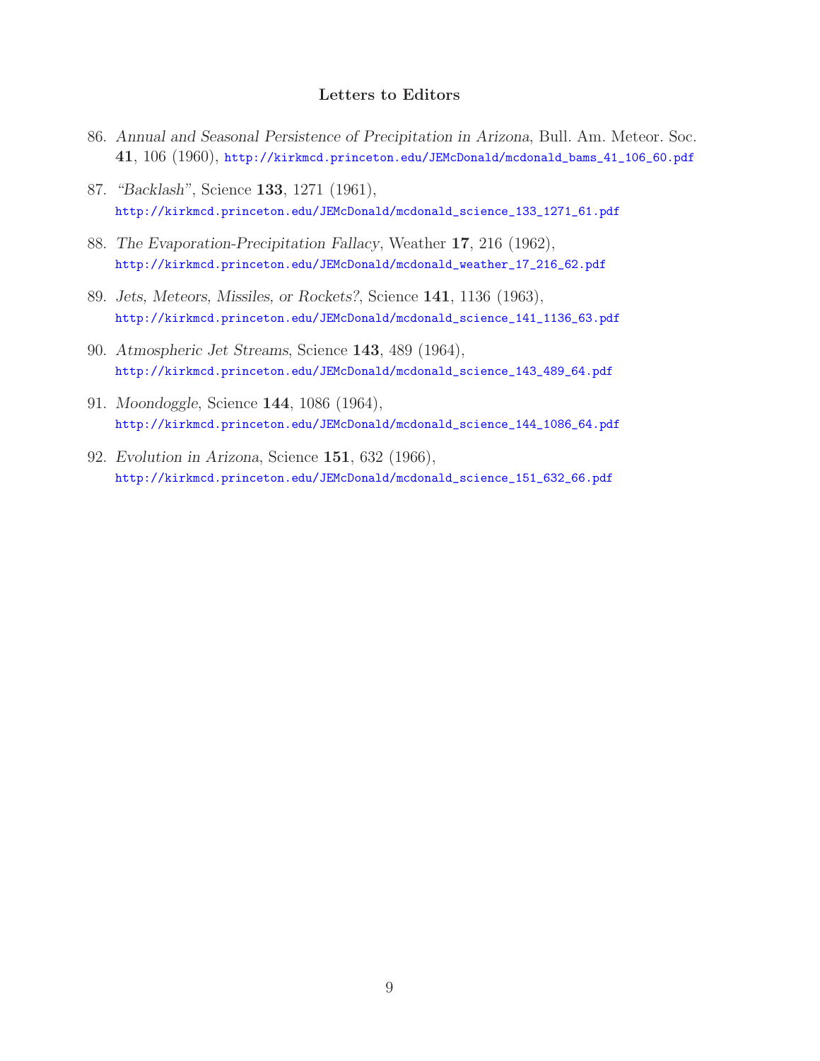## Letters to Editors

86. *Annual and Seasonal Persistence of Precipitation in Arizona*, Bull. Am. Meteor. Soc. **41**, 106 (1960), http://kirkmcd.princeton.edu/JEMcDonald/mcdonald_bams_41_106_60.pdf

87. *"Backlash"*, Science **133**, 1271 (1961), http://kirkmcd.princeton.edu/JEMcDonald/mcdonald_science_133_1271_61.pdf

88. *The Evaporation-Precipitation Fallacy*, Weather **17**, 216 (1962), http://kirkmcd.princeton.edu/JEMcDonald/mcdonald_weather_17_216_62.pdf

89. *Jets, Meteors, Missiles, or Rockets?*, Science **141**, 1136 (1963), http://kirkmcd.princeton.edu/JEMcDonald/mcdonald_science_141_1136_63.pdf

90. *Atmospheric Jet Streams*, Science **143**, 489 (1964), http://kirkmcd.princeton.edu/JEMcDonald/mcdonald_science_143_489_64.pdf

91. *Moondoggle*, Science **144**, 1086 (1964), http://kirkmcd.princeton.edu/JEMcDonald/mcdonald_science_144_1086_64.pdf

92. *Evolution in Arizona*, Science **151**, 632 (1966), http://kirkmcd.princeton.edu/JEMcDonald/mcdonald_science_151_632_66.pdf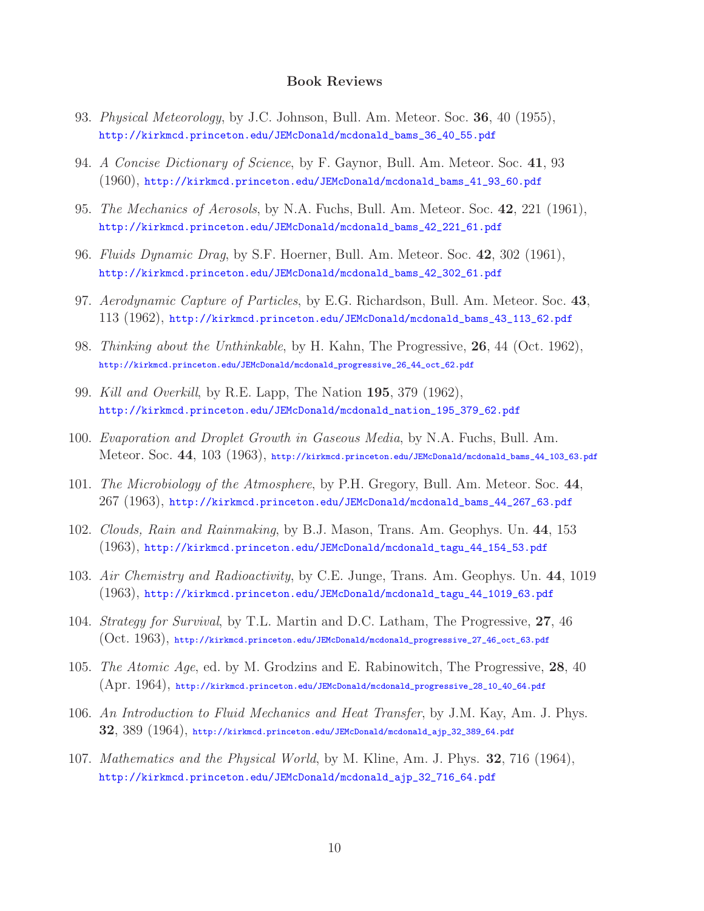**Book Reviews**

93. *Physical Meteorology*, by J.C. Johnson, Bull. Am. Meteor. Soc. **36**, 40 (1955), http://kirkmcd.princeton.edu/JEMcDonald/mcdonald_bams_36_40_55.pdf

94. *A Concise Dictionary of Science*, by F. Gaynor, Bull. Am. Meteor. Soc. **41**, 93 (1960), http://kirkmcd.princeton.edu/JEMcDonald/mcdonald_bams_41_93_60.pdf

95. *The Mechanics of Aerosols*, by N.A. Fuchs, Bull. Am. Meteor. Soc. **42**, 221 (1961), http://kirkmcd.princeton.edu/JEMcDonald/mcdonald_bams_42_221_61.pdf

96. *Fluids Dynamic Drag*, by S.F. Hoerner, Bull. Am. Meteor. Soc. **42**, 302 (1961), http://kirkmcd.princeton.edu/JEMcDonald/mcdonald_bams_42_302_61.pdf

97. *Aerodynamic Capture of Particles*, by E.G. Richardson, Bull. Am. Meteor. Soc. **43**, 113 (1962), http://kirkmcd.princeton.edu/JEMcDonald/mcdonald_bams_43_113_62.pdf

98. *Thinking about the Unthinkable*, by H. Kahn, The Progressive, **26**, 44 (Oct. 1962), http://kirkmcd.princeton.edu/JEMcDonald/mcdonald_progressive_26_44_oct_62.pdf

99. *Kill and Overkill*, by R.E. Lapp, The Nation **195**, 379 (1962), http://kirkmcd.princeton.edu/JEMcDonald/mcdonald_nation_195_379_62.pdf

100. *Evaporation and Droplet Growth in Gaseous Media*, by N.A. Fuchs, Bull. Am. Meteor. Soc. **44**, 103 (1963), http://kirkmcd.princeton.edu/JEMcDonald/mcdonald_bams_44_103_63.pdf

101. *The Microbiology of the Atmosphere*, by P.H. Gregory, Bull. Am. Meteor. Soc. **44**, 267 (1963), http://kirkmcd.princeton.edu/JEMcDonald/mcdonald_bams_44_267_63.pdf

102. *Clouds, Rain and Rainmaking*, by B.J. Mason, Trans. Am. Geophys. Un. **44**, 153 (1963), http://kirkmcd.princeton.edu/JEMcDonald/mcdonald_tagu_44_154_53.pdf

103. *Air Chemistry and Radioactivity*, by C.E. Junge, Trans. Am. Geophys. Un. **44**, 1019 (1963), http://kirkmcd.princeton.edu/JEMcDonald/mcdonald_tagu_44_1019_63.pdf

104. *Strategy for Survival*, by T.L. Martin and D.C. Latham, The Progressive, **27**, 46 (Oct. 1963), http://kirkmcd.princeton.edu/JEMcDonald/mcdonald_progressive_27_46_oct_63.pdf

105. *The Atomic Age*, ed. by M. Grodzins and E. Rabinowitch, The Progressive, **28**, 40 (Apr. 1964), http://kirkmcd.princeton.edu/JEMcDonald/mcdonald_progressive_28_10_40_64.pdf

106. *An Introduction to Fluid Mechanics and Heat Transfer*, by J.M. Kay, Am. J. Phys. **32**, 389 (1964), http://kirkmcd.princeton.edu/JEMcDonald/mcdonald_ajp_32_389_64.pdf

107. *Mathematics and the Physical World*, by M. Kline, Am. J. Phys. **32**, 716 (1964), http://kirkmcd.princeton.edu/JEMcDonald/mcdonald_ajp_32_716_64.pdf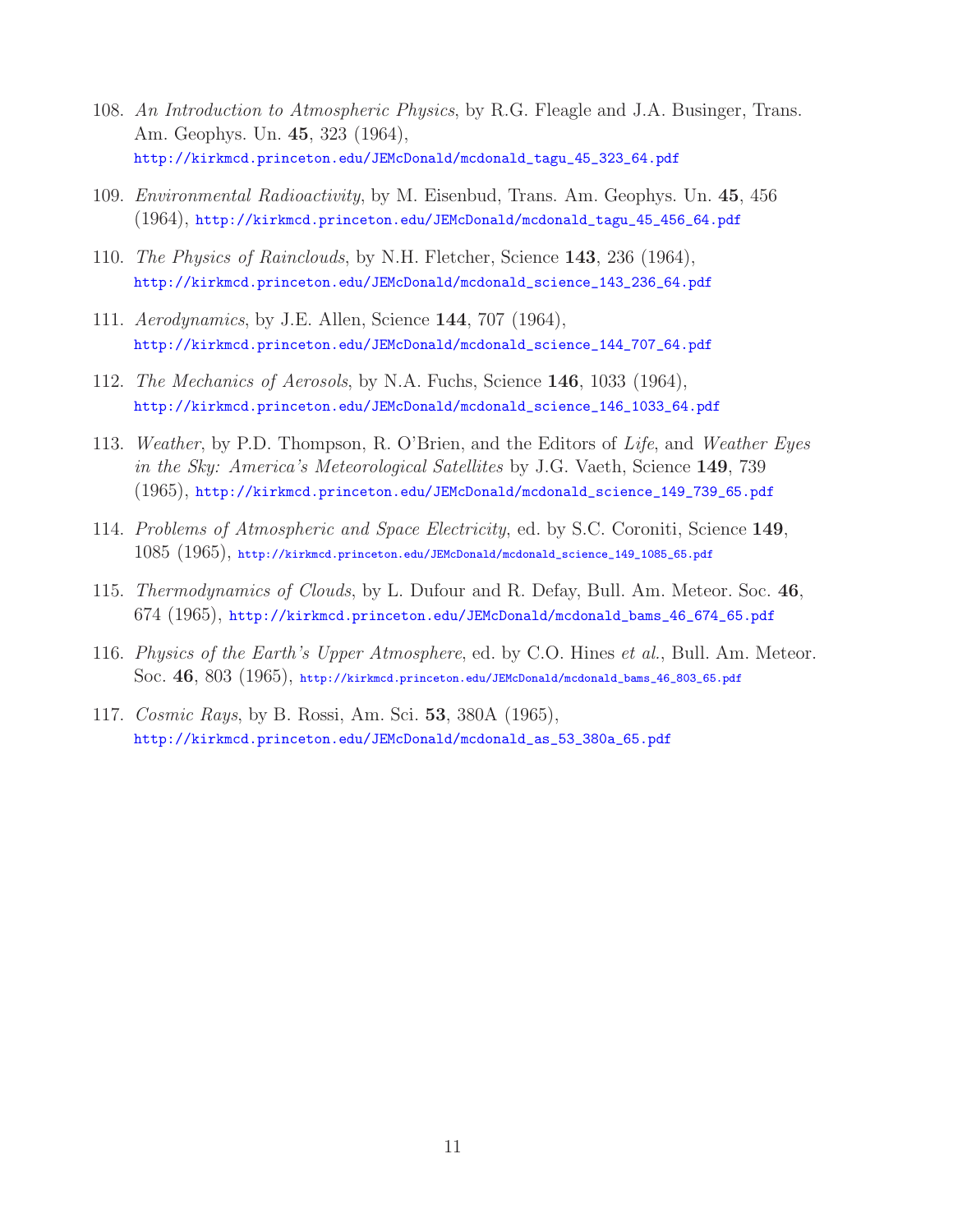108. *An Introduction to Atmospheric Physics*, by R.G. Fleagle and J.A. Businger, Trans. Am. Geophys. Un. **45**, 323 (1964),
http://kirkmcd.princeton.edu/JEMcDonald/mcdonald_tagu_45_323_64.pdf

109. *Environmental Radioactivity*, by M. Eisenbud, Trans. Am. Geophys. Un. **45**, 456 (1964), http://kirkmcd.princeton.edu/JEMcDonald/mcdonald_tagu_45_456_64.pdf

110. *The Physics of Rainclouds*, by N.H. Fletcher, Science **143**, 236 (1964),
http://kirkmcd.princeton.edu/JEMcDonald/mcdonald_science_143_236_64.pdf

111. *Aerodynamics*, by J.E. Allen, Science **144**, 707 (1964),
http://kirkmcd.princeton.edu/JEMcDonald/mcdonald_science_144_707_64.pdf

112. *The Mechanics of Aerosols*, by N.A. Fuchs, Science **146**, 1033 (1964),
http://kirkmcd.princeton.edu/JEMcDonald/mcdonald_science_146_1033_64.pdf

113. *Weather*, by P.D. Thompson, R. O'Brien, and the Editors of *Life*, and *Weather Eyes in the Sky: America's Meteorological Satellites* by J.G. Vaeth, Science **149**, 739 (1965), http://kirkmcd.princeton.edu/JEMcDonald/mcdonald_science_149_739_65.pdf

114. *Problems of Atmospheric and Space Electricity*, ed. by S.C. Coroniti, Science **149**, 1085 (1965), http://kirkmcd.princeton.edu/JEMcDonald/mcdonald_science_149_1085_65.pdf

115. *Thermodynamics of Clouds*, by L. Dufour and R. Defay, Bull. Am. Meteor. Soc. **46**, 674 (1965), http://kirkmcd.princeton.edu/JEMcDonald/mcdonald_bams_46_674_65.pdf

116. *Physics of the Earth's Upper Atmosphere*, ed. by C.O. Hines *et al.*, Bull. Am. Meteor. Soc. **46**, 803 (1965), http://kirkmcd.princeton.edu/JEMcDonald/mcdonald_bams_46_803_65.pdf

117. *Cosmic Rays*, by B. Rossi, Am. Sci. **53**, 380A (1965),
http://kirkmcd.princeton.edu/JEMcDonald/mcdonald_as_53_380a_65.pdf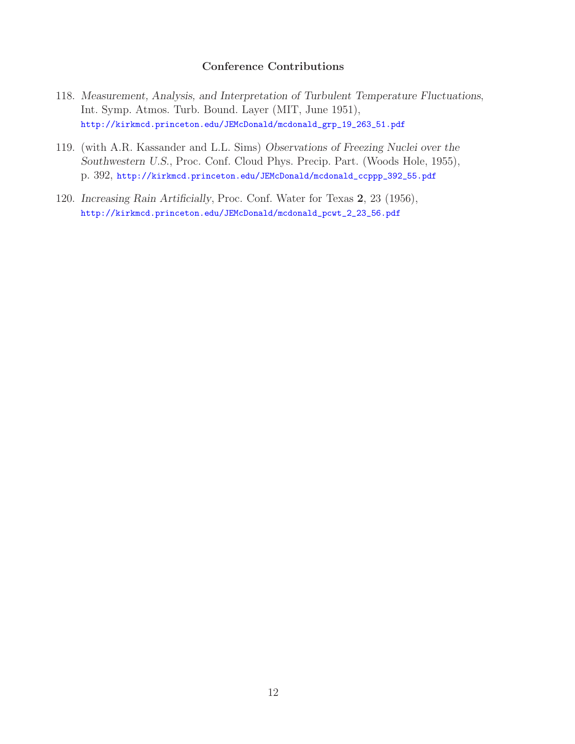### Conference Contributions

118. *Measurement, Analysis, and Interpretation of Turbulent Temperature Fluctuations*, Int. Symp. Atmos. Turb. Bound. Layer (MIT, June 1951), http://kirkmcd.princeton.edu/JEMcDonald/mcdonald_grp_19_263_51.pdf

119. (with A.R. Kassander and L.L. Sims) *Observations of Freezing Nuclei over the Southwestern U.S.*, Proc. Conf. Cloud Phys. Precip. Part. (Woods Hole, 1955), p. 392, http://kirkmcd.princeton.edu/JEMcDonald/mcdonald_ccppp_392_55.pdf

120. *Increasing Rain Artificially*, Proc. Conf. Water for Texas **2**, 23 (1956), http://kirkmcd.princeton.edu/JEMcDonald/mcdonald_pcwt_2_23_56.pdf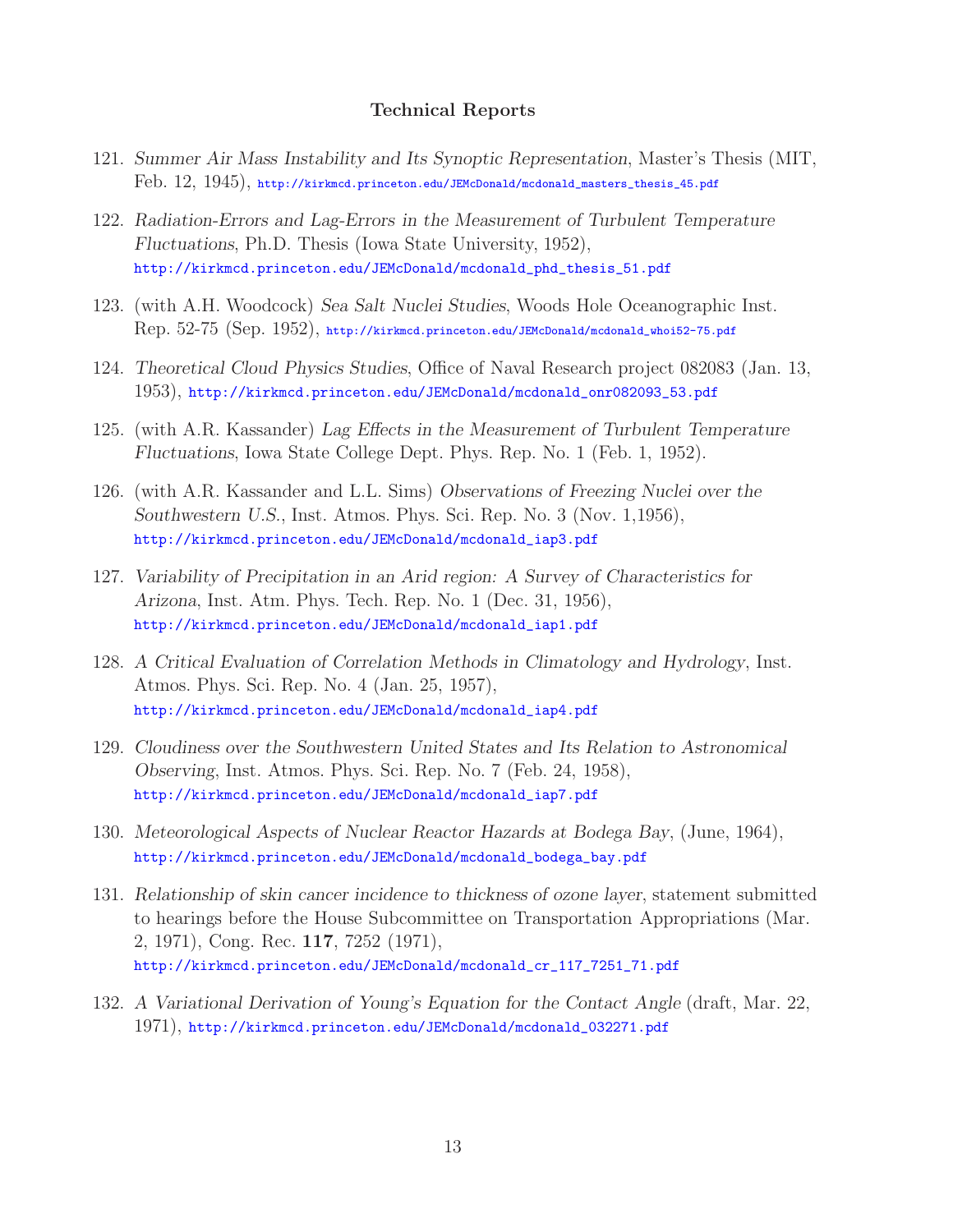### Technical Reports

121. *Summer Air Mass Instability and Its Synoptic Representation*, Master's Thesis (MIT, Feb. 12, 1945), http://kirkmcd.princeton.edu/JEMcDonald/mcdonald_masters_thesis_45.pdf

122. *Radiation-Errors and Lag-Errors in the Measurement of Turbulent Temperature Fluctuations*, Ph.D. Thesis (Iowa State University, 1952), http://kirkmcd.princeton.edu/JEMcDonald/mcdonald_phd_thesis_51.pdf

123. (with A.H. Woodcock) *Sea Salt Nuclei Studies*, Woods Hole Oceanographic Inst. Rep. 52-75 (Sep. 1952), http://kirkmcd.princeton.edu/JEMcDonald/mcdonald_whoi52-75.pdf

124. *Theoretical Cloud Physics Studies*, Office of Naval Research project 082083 (Jan. 13, 1953), http://kirkmcd.princeton.edu/JEMcDonald/mcdonald_onr082093_53.pdf

125. (with A.R. Kassander) *Lag Effects in the Measurement of Turbulent Temperature Fluctuations*, Iowa State College Dept. Phys. Rep. No. 1 (Feb. 1, 1952).

126. (with A.R. Kassander and L.L. Sims) *Observations of Freezing Nuclei over the Southwestern U.S.*, Inst. Atmos. Phys. Sci. Rep. No. 3 (Nov. 1,1956), http://kirkmcd.princeton.edu/JEMcDonald/mcdonald_iap3.pdf

127. *Variability of Precipitation in an Arid region: A Survey of Characteristics for Arizona*, Inst. Atm. Phys. Tech. Rep. No. 1 (Dec. 31, 1956), http://kirkmcd.princeton.edu/JEMcDonald/mcdonald_iap1.pdf

128. *A Critical Evaluation of Correlation Methods in Climatology and Hydrology*, Inst. Atmos. Phys. Sci. Rep. No. 4 (Jan. 25, 1957), http://kirkmcd.princeton.edu/JEMcDonald/mcdonald_iap4.pdf

129. *Cloudiness over the Southwestern United States and Its Relation to Astronomical Observing*, Inst. Atmos. Phys. Sci. Rep. No. 7 (Feb. 24, 1958), http://kirkmcd.princeton.edu/JEMcDonald/mcdonald_iap7.pdf

130. *Meteorological Aspects of Nuclear Reactor Hazards at Bodega Bay*, (June, 1964), http://kirkmcd.princeton.edu/JEMcDonald/mcdonald_bodega_bay.pdf

131. *Relationship of skin cancer incidence to thickness of ozone layer*, statement submitted to hearings before the House Subcommittee on Transportation Appropriations (Mar. 2, 1971), Cong. Rec. **117**, 7252 (1971), http://kirkmcd.princeton.edu/JEMcDonald/mcdonald_cr_117_7251_71.pdf

132. *A Variational Derivation of Young's Equation for the Contact Angle* (draft, Mar. 22, 1971), http://kirkmcd.princeton.edu/JEMcDonald/mcdonald_032271.pdf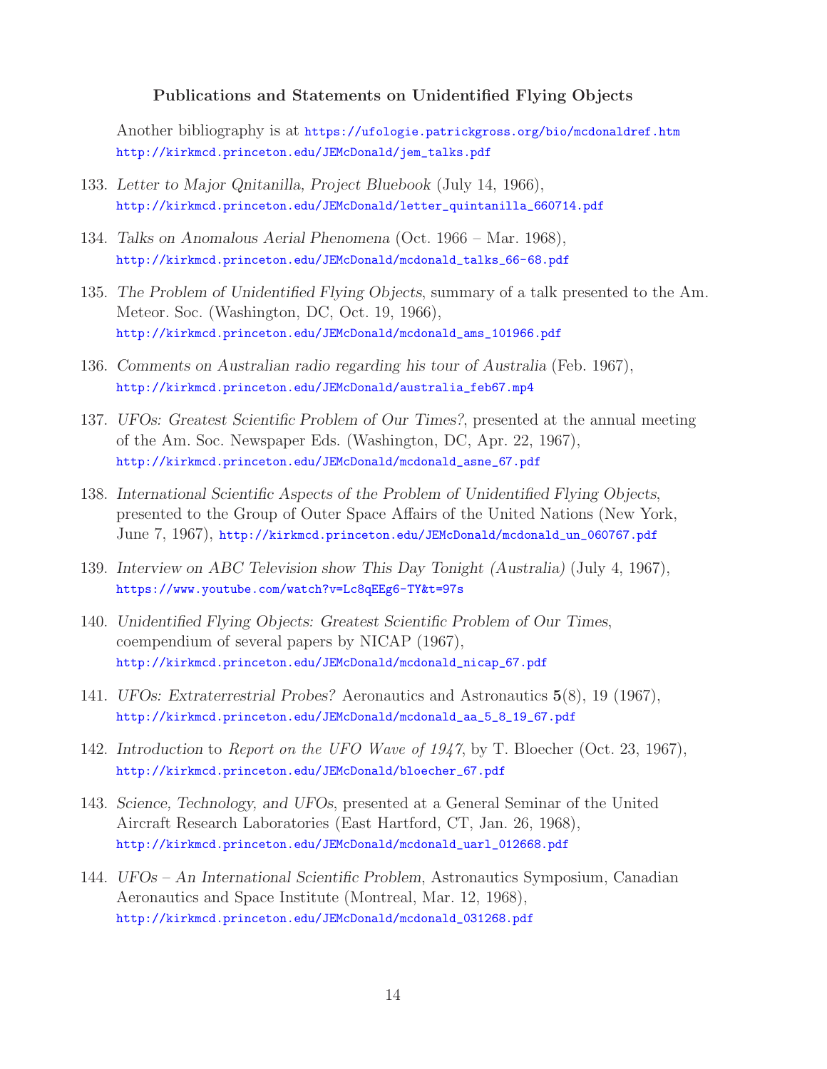**Publications and Statements on Unidentified Flying Objects**

Another bibliography is at https://ufologie.patrickgross.org/bio/mcdonaldref.htm http://kirkmcd.princeton.edu/JEMcDonald/jem_talks.pdf

133. *Letter to Major Qnitanilla, Project Bluebook* (July 14, 1966), http://kirkmcd.princeton.edu/JEMcDonald/letter_quintanilla_660714.pdf

134. *Talks on Anomalous Aerial Phenomena* (Oct. 1966 – Mar. 1968), http://kirkmcd.princeton.edu/JEMcDonald/mcdonald_talks_66-68.pdf

135. *The Problem of Unidentified Flying Objects*, summary of a talk presented to the Am. Meteor. Soc. (Washington, DC, Oct. 19, 1966), http://kirkmcd.princeton.edu/JEMcDonald/mcdonald_ams_101966.pdf

136. *Comments on Australian radio regarding his tour of Australia* (Feb. 1967), http://kirkmcd.princeton.edu/JEMcDonald/australia_feb67.mp4

137. *UFOs: Greatest Scientific Problem of Our Times?*, presented at the annual meeting of the Am. Soc. Newspaper Eds. (Washington, DC, Apr. 22, 1967), http://kirkmcd.princeton.edu/JEMcDonald/mcdonald_asne_67.pdf

138. *International Scientific Aspects of the Problem of Unidentified Flying Objects*, presented to the Group of Outer Space Affairs of the United Nations (New York, June 7, 1967), http://kirkmcd.princeton.edu/JEMcDonald/mcdonald_un_060767.pdf

139. *Interview on ABC Television show This Day Tonight (Australia)* (July 4, 1967), https://www.youtube.com/watch?v=Lc8qEEg6-TY&t=97s

140. *Unidentified Flying Objects: Greatest Scientific Problem of Our Times*, coempendium of several papers by NICAP (1967), http://kirkmcd.princeton.edu/JEMcDonald/mcdonald_nicap_67.pdf

141. *UFOs: Extraterrestrial Probes?* Aeronautics and Astronautics **5**(8), 19 (1967), http://kirkmcd.princeton.edu/JEMcDonald/mcdonald_aa_5_8_19_67.pdf

142. *Introduction* to *Report on the UFO Wave of 1947*, by T. Bloecher (Oct. 23, 1967), http://kirkmcd.princeton.edu/JEMcDonald/bloecher_67.pdf

143. *Science, Technology, and UFOs*, presented at a General Seminar of the United Aircraft Research Laboratories (East Hartford, CT, Jan. 26, 1968), http://kirkmcd.princeton.edu/JEMcDonald/mcdonald_uarl_012668.pdf

144. *UFOs – An International Scientific Problem*, Astronautics Symposium, Canadian Aeronautics and Space Institute (Montreal, Mar. 12, 1968), http://kirkmcd.princeton.edu/JEMcDonald/mcdonald_031268.pdf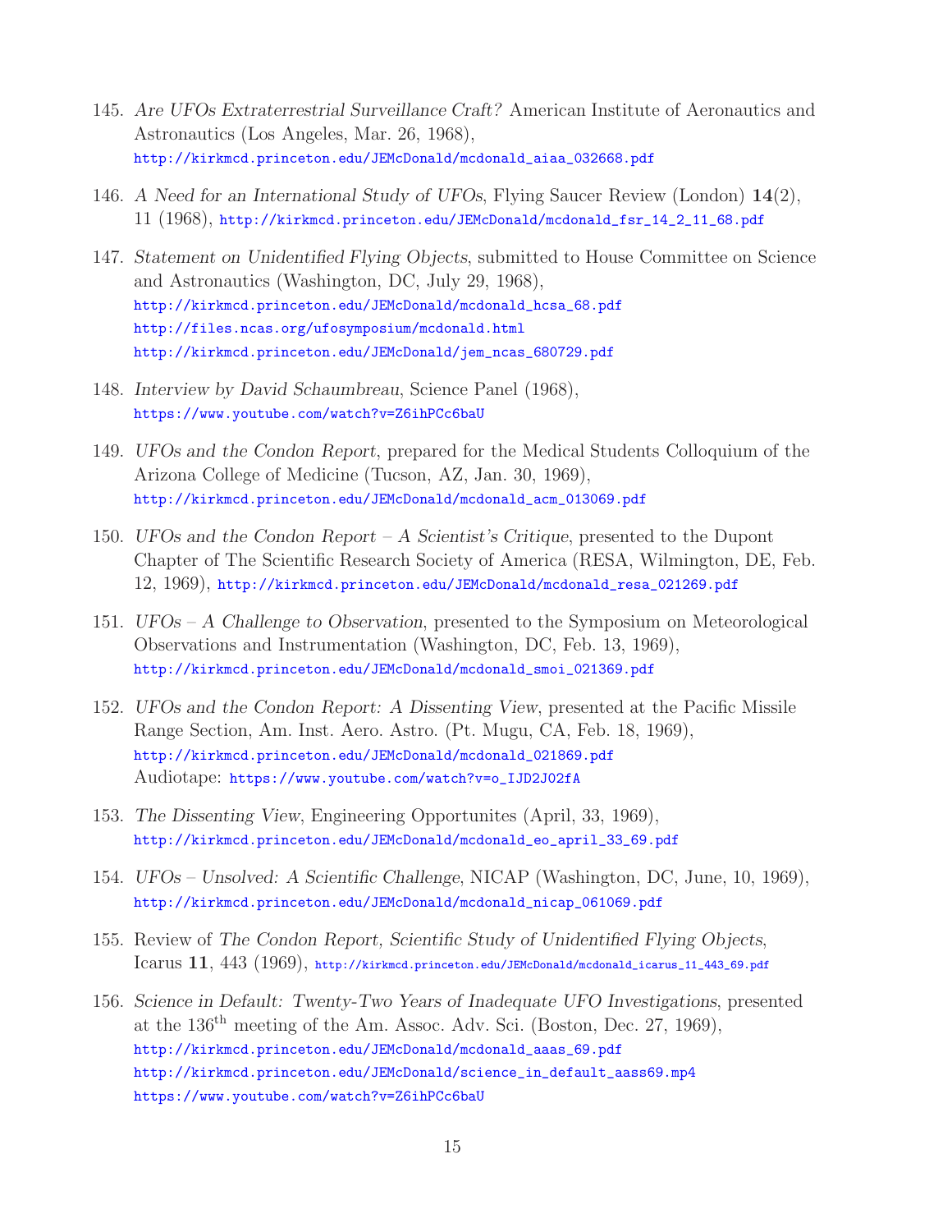145. *Are UFOs Extraterrestrial Surveillance Craft?* American Institute of Aeronautics and Astronautics (Los Angeles, Mar. 26, 1968),
http://kirkmcd.princeton.edu/JEMcDonald/mcdonald_aiaa_032668.pdf

146. *A Need for an International Study of UFOs*, Flying Saucer Review (London) **14**(2), 11 (1968), http://kirkmcd.princeton.edu/JEMcDonald/mcdonald_fsr_14_2_11_68.pdf

147. *Statement on Unidentified Flying Objects*, submitted to House Committee on Science and Astronautics (Washington, DC, July 29, 1968),
http://kirkmcd.princeton.edu/JEMcDonald/mcdonald_hcsa_68.pdf
http://files.ncas.org/ufosymposium/mcdonald.html
http://kirkmcd.princeton.edu/JEMcDonald/jem_ncas_680729.pdf

148. *Interview by David Schaumbreau*, Science Panel (1968),
https://www.youtube.com/watch?v=Z6ihPCc6baU

149. *UFOs and the Condon Report*, prepared for the Medical Students Colloquium of the Arizona College of Medicine (Tucson, AZ, Jan. 30, 1969),
http://kirkmcd.princeton.edu/JEMcDonald/mcdonald_acm_013069.pdf

150. *UFOs and the Condon Report – A Scientist's Critique*, presented to the Dupont Chapter of The Scientific Research Society of America (RESA, Wilmington, DE, Feb. 12, 1969), http://kirkmcd.princeton.edu/JEMcDonald/mcdonald_resa_021269.pdf

151. *UFOs – A Challenge to Observation*, presented to the Symposium on Meteorological Observations and Instrumentation (Washington, DC, Feb. 13, 1969),
http://kirkmcd.princeton.edu/JEMcDonald/mcdonald_smoi_021369.pdf

152. *UFOs and the Condon Report: A Dissenting View*, presented at the Pacific Missile Range Section, Am. Inst. Aero. Astro. (Pt. Mugu, CA, Feb. 18, 1969),
http://kirkmcd.princeton.edu/JEMcDonald/mcdonald_021869.pdf
Audiotape: https://www.youtube.com/watch?v=o_IJD2J02fA

153. *The Dissenting View*, Engineering Opportunites (April, 33, 1969),
http://kirkmcd.princeton.edu/JEMcDonald/mcdonald_eo_april_33_69.pdf

154. *UFOs – Unsolved: A Scientific Challenge*, NICAP (Washington, DC, June, 10, 1969),
http://kirkmcd.princeton.edu/JEMcDonald/mcdonald_nicap_061069.pdf

155. Review of *The Condon Report, Scientific Study of Unidentified Flying Objects*, Icarus **11**, 443 (1969), http://kirkmcd.princeton.edu/JEMcDonald/mcdonald_icarus_11_443_69.pdf

156. *Science in Default: Twenty-Two Years of Inadequate UFO Investigations*, presented at the 136th meeting of the Am. Assoc. Adv. Sci. (Boston, Dec. 27, 1969),
http://kirkmcd.princeton.edu/JEMcDonald/mcdonald_aaas_69.pdf
http://kirkmcd.princeton.edu/JEMcDonald/science_in_default_aass69.mp4
https://www.youtube.com/watch?v=Z6ihPCc6baU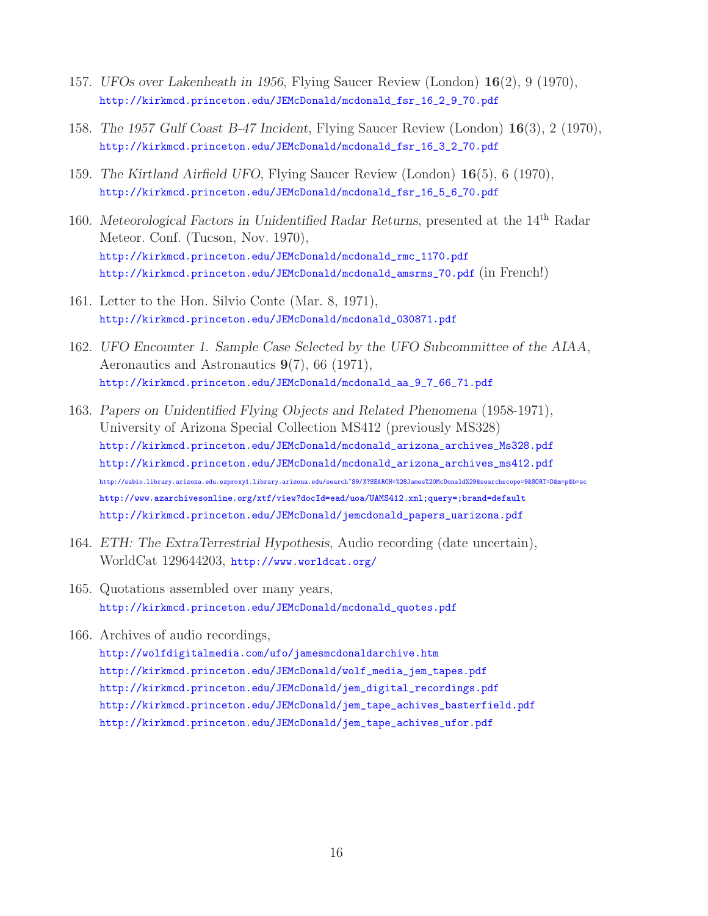157. *UFOs over Lakenheath in 1956*, Flying Saucer Review (London) **16**(2), 9 (1970),
http://kirkmcd.princeton.edu/JEMcDonald/mcdonald_fsr_16_2_9_70.pdf

158. *The 1957 Gulf Coast B-47 Incident*, Flying Saucer Review (London) **16**(3), 2 (1970),
http://kirkmcd.princeton.edu/JEMcDonald/mcdonald_fsr_16_3_2_70.pdf

159. *The Kirtland Airfield UFO*, Flying Saucer Review (London) **16**(5), 6 (1970),
http://kirkmcd.princeton.edu/JEMcDonald/mcdonald_fsr_16_5_6_70.pdf

160. *Meteorological Factors in Unidentified Radar Returns*, presented at the 14th Radar Meteor. Conf. (Tucson, Nov. 1970),
http://kirkmcd.princeton.edu/JEMcDonald/mcdonald_rmc_1170.pdf
http://kirkmcd.princeton.edu/JEMcDonald/mcdonald_amsrms_70.pdf (in French!)

161. Letter to the Hon. Silvio Conte (Mar. 8, 1971),
http://kirkmcd.princeton.edu/JEMcDonald/mcdonald_030871.pdf

162. *UFO Encounter 1. Sample Case Selected by the UFO Subcommittee of the AIAA*, Aeronautics and Astronautics **9**(7), 66 (1971),
http://kirkmcd.princeton.edu/JEMcDonald/mcdonald_aa_9_7_66_71.pdf

163. *Papers on Unidentified Flying Objects and Related Phenomena* (1958-1971), University of Arizona Special Collection MS412 (previously MS328)
http://kirkmcd.princeton.edu/JEMcDonald/mcdonald_arizona_archives_Ms328.pdf
http://kirkmcd.princeton.edu/JEMcDonald/mcdonald_arizona_archives_ms412.pdf
http://sabio.library.arizona.edu.ezproxy1.library.arizona.edu/search~S9/X?SEARCH=%28James%20McDonald%29&searchscope=9&SORT=D&m=p&b=sc
http://www.azarchivesonline.org/xtf/view?docId=ead/uoa/UAMS412.xml;query=;brand=default
http://kirkmcd.princeton.edu/JEMcDonald/jemcdonald_papers_uarizona.pdf

164. *ETH: The ExtraTerrestrial Hypothesis*, Audio recording (date uncertain), WorldCat 129644203, http://www.worldcat.org/

165. Quotations assembled over many years,
http://kirkmcd.princeton.edu/JEMcDonald/mcdonald_quotes.pdf

166. Archives of audio recordings,
http://wolfdigitalmedia.com/ufo/jamesmcdonaldarchive.htm
http://kirkmcd.princeton.edu/JEMcDonald/wolf_media_jem_tapes.pdf
http://kirkmcd.princeton.edu/JEMcDonald/jem_digital_recordings.pdf
http://kirkmcd.princeton.edu/JEMcDonald/jem_tape_achives_basterfield.pdf
http://kirkmcd.princeton.edu/JEMcDonald/jem_tape_achives_ufor.pdf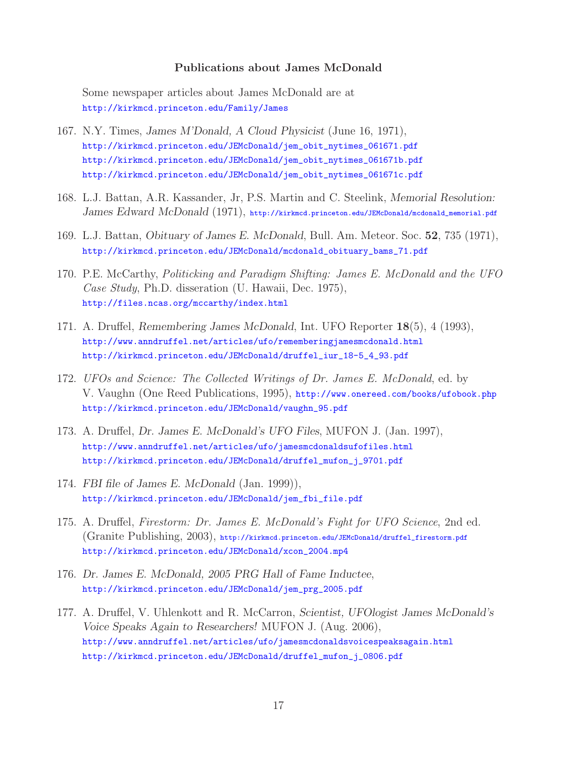## Publications about James McDonald

Some newspaper articles about James McDonald are at
http://kirkmcd.princeton.edu/Family/James

167. N.Y. Times, *James M'Donald, A Cloud Physicist* (June 16, 1971),
http://kirkmcd.princeton.edu/JEMcDonald/jem_obit_nytimes_061671.pdf
http://kirkmcd.princeton.edu/JEMcDonald/jem_obit_nytimes_061671b.pdf
http://kirkmcd.princeton.edu/JEMcDonald/jem_obit_nytimes_061671c.pdf

168. L.J. Battan, A.R. Kassander, Jr, P.S. Martin and C. Steelink, *Memorial Resolution: James Edward McDonald* (1971), http://kirkmcd.princeton.edu/JEMcDonald/mcdonald_memorial.pdf

169. L.J. Battan, *Obituary of James E. McDonald*, Bull. Am. Meteor. Soc. **52**, 735 (1971),
http://kirkmcd.princeton.edu/JEMcDonald/mcdonald_obituary_bams_71.pdf

170. P.E. McCarthy, *Politicking and Paradigm Shifting: James E. McDonald and the UFO Case Study*, Ph.D. disseration (U. Hawaii, Dec. 1975),
http://files.ncas.org/mccarthy/index.html

171. A. Druffel, *Remembering James McDonald*, Int. UFO Reporter **18**(5), 4 (1993),
http://www.anndruffel.net/articles/ufo/rememberingjamesmcdonald.html
http://kirkmcd.princeton.edu/JEMcDonald/druffel_iur_18-5_4_93.pdf

172. *UFOs and Science: The Collected Writings of Dr. James E. McDonald*, ed. by V. Vaughn (One Reed Publications, 1995), http://www.onereed.com/books/ufobook.php
http://kirkmcd.princeton.edu/JEMcDonald/vaughn_95.pdf

173. A. Druffel, *Dr. James E. McDonald's UFO Files*, MUFON J. (Jan. 1997),
http://www.anndruffel.net/articles/ufo/jamesmcdonaldsufofiles.html
http://kirkmcd.princeton.edu/JEMcDonald/druffel_mufon_j_9701.pdf

174. *FBI file of James E. McDonald* (Jan. 1999)),
http://kirkmcd.princeton.edu/JEMcDonald/jem_fbi_file.pdf

175. A. Druffel, *Firestorm: Dr. James E. McDonald's Fight for UFO Science*, 2nd ed. (Granite Publishing, 2003), http://kirkmcd.princeton.edu/JEMcDonald/druffel_firestorm.pdf
http://kirkmcd.princeton.edu/JEMcDonald/xcon_2004.mp4

176. *Dr. James E. McDonald, 2005 PRG Hall of Fame Inductee*,
http://kirkmcd.princeton.edu/JEMcDonald/jem_prg_2005.pdf

177. A. Druffel, V. Uhlenkott and R. McCarron, *Scientist, UFOlogist James McDonald's Voice Speaks Again to Researchers!* MUFON J. (Aug. 2006),
http://www.anndruffel.net/articles/ufo/jamesmcdonaldsvoicespeaksagain.html
http://kirkmcd.princeton.edu/JEMcDonald/druffel_mufon_j_0806.pdf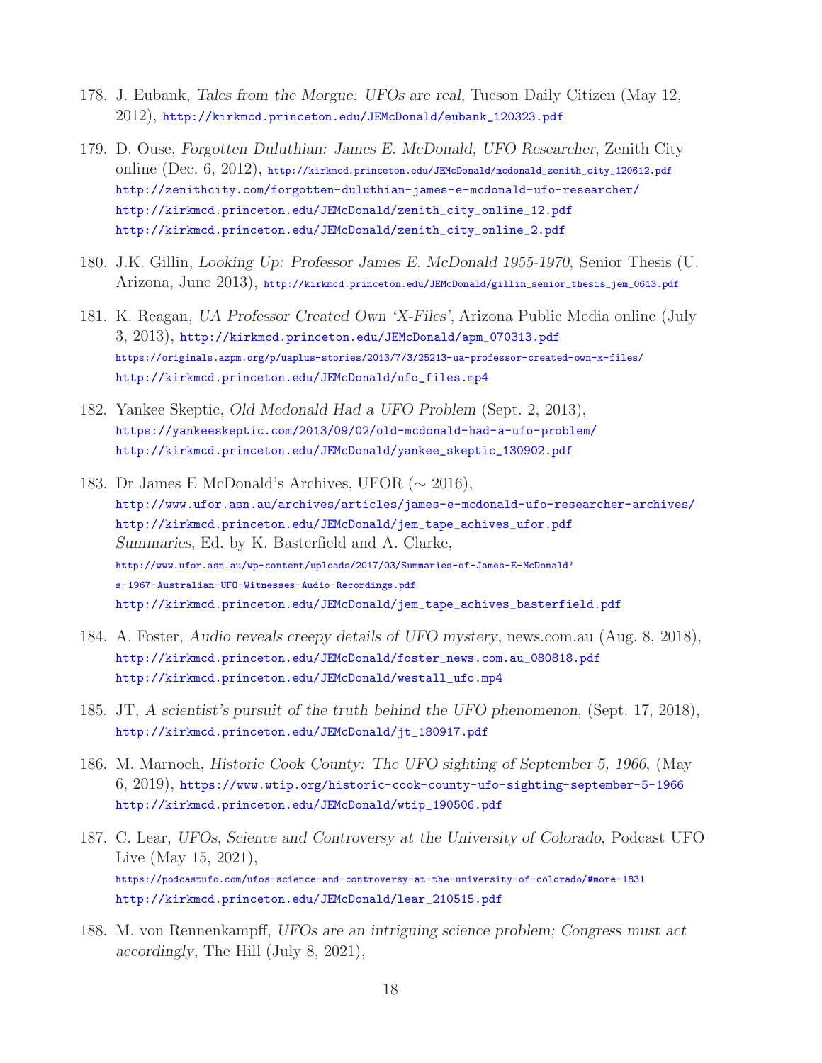178. J. Eubank, *Tales from the Morgue: UFOs are real*, Tucson Daily Citizen (May 12, 2012), http://kirkmcd.princeton.edu/JEMcDonald/eubank_120323.pdf

179. D. Ouse, *Forgotten Duluthian: James E. McDonald, UFO Researcher*, Zenith City online (Dec. 6, 2012), http://kirkmcd.princeton.edu/JEMcDonald/mcdonald_zenith_city_120612.pdf
http://zenithcity.com/forgotten-duluthian-james-e-mcdonald-ufo-researcher/
http://kirkmcd.princeton.edu/JEMcDonald/zenith_city_online_12.pdf
http://kirkmcd.princeton.edu/JEMcDonald/zenith_city_online_2.pdf

180. J.K. Gillin, *Looking Up: Professor James E. McDonald 1955-1970*, Senior Thesis (U. Arizona, June 2013), http://kirkmcd.princeton.edu/JEMcDonald/gillin_senior_thesis_jem_0613.pdf

181. K. Reagan, *UA Professor Created Own 'X-Files'*, Arizona Public Media online (July 3, 2013), http://kirkmcd.princeton.edu/JEMcDonald/apm_070313.pdf
https://originals.azpm.org/p/uaplus-stories/2013/7/3/25213-ua-professor-created-own-x-files/
http://kirkmcd.princeton.edu/JEMcDonald/ufo_files.mp4

182. Yankee Skeptic, *Old Mcdonald Had a UFO Problem* (Sept. 2, 2013),
https://yankeeskeptic.com/2013/09/02/old-mcdonald-had-a-ufo-problem/
http://kirkmcd.princeton.edu/JEMcDonald/yankee_skeptic_130902.pdf

183. Dr James E McDonald's Archives, UFOR (∼ 2016),
http://www.ufor.asn.au/archives/articles/james-e-mcdonald-ufo-researcher-archives/
http://kirkmcd.princeton.edu/JEMcDonald/jem_tape_achives_ufor.pdf
*Summaries*, Ed. by K. Basterfield and A. Clarke,
http://www.ufor.asn.au/wp-content/uploads/2017/03/Summaries-of-James-E-McDonald's-1967-Australian-UFO-Witnesses-Audio-Recordings.pdf
http://kirkmcd.princeton.edu/JEMcDonald/jem_tape_achives_basterfield.pdf

184. A. Foster, *Audio reveals creepy details of UFO mystery*, news.com.au (Aug. 8, 2018),
http://kirkmcd.princeton.edu/JEMcDonald/foster_news.com.au_080818.pdf
http://kirkmcd.princeton.edu/JEMcDonald/westall_ufo.mp4

185. JT, *A scientist's pursuit of the truth behind the UFO phenomenon*, (Sept. 17, 2018),
http://kirkmcd.princeton.edu/JEMcDonald/jt_180917.pdf

186. M. Marnoch, *Historic Cook County: The UFO sighting of September 5, 1966*, (May 6, 2019), https://www.wtip.org/historic-cook-county-ufo-sighting-september-5-1966
http://kirkmcd.princeton.edu/JEMcDonald/wtip_190506.pdf

187. C. Lear, *UFOs, Science and Controversy at the University of Colorado*, Podcast UFO Live (May 15, 2021),
https://podcastufo.com/ufos-science-and-controversy-at-the-university-of-colorado/#more-1831
http://kirkmcd.princeton.edu/JEMcDonald/lear_210515.pdf

188. M. von Rennenkampff, *UFOs are an intriguing science problem; Congress must act accordingly*, The Hill (July 8, 2021),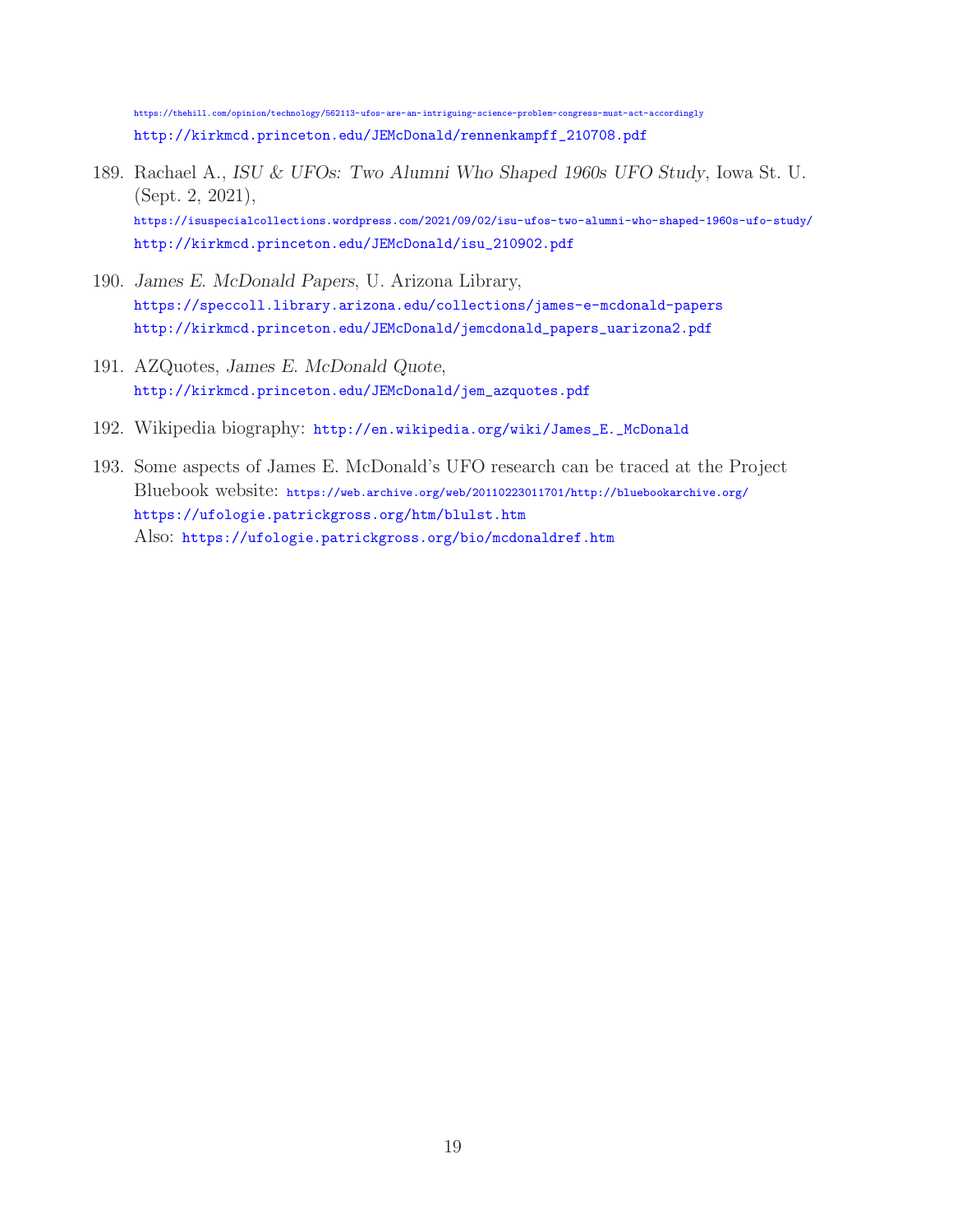https://thehill.com/opinion/technology/562113-ufos-are-an-intriguing-science-problem-congress-must-act-accordingly
http://kirkmcd.princeton.edu/JEMcDonald/rennenkampff_210708.pdf

189. Rachael A., *ISU & UFOs: Two Alumni Who Shaped 1960s UFO Study*, Iowa St. U. (Sept. 2, 2021),
https://isuspecialcollections.wordpress.com/2021/09/02/isu-ufos-two-alumni-who-shaped-1960s-ufo-study/
http://kirkmcd.princeton.edu/JEMcDonald/isu_210902.pdf

190. *James E. McDonald Papers*, U. Arizona Library,
https://speccoll.library.arizona.edu/collections/james-e-mcdonald-papers
http://kirkmcd.princeton.edu/JEMcDonald/jemcdonald_papers_uarizona2.pdf

191. AZQuotes, *James E. McDonald Quote*,
http://kirkmcd.princeton.edu/JEMcDonald/jem_azquotes.pdf

192. Wikipedia biography: http://en.wikipedia.org/wiki/James_E._McDonald

193. Some aspects of James E. McDonald's UFO research can be traced at the Project Bluebook website: https://web.archive.org/web/20110223011701/http://bluebookarchive.org/
https://ufologie.patrickgross.org/htm/blulst.htm
Also: https://ufologie.patrickgross.org/bio/mcdonaldref.htm